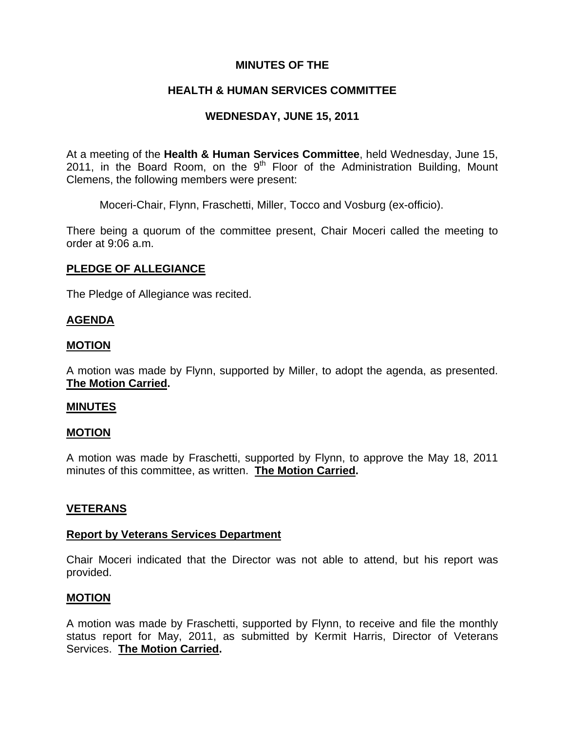# MINUTES OF THE

## HEALTH & HUMAN SERVICES COMMITTEE

## WEDNESDAY, JUNE 15, 2011

At a meeting of the **Health & Human Services Committee**, held Wednesday, June 15, 2011, in the Board Room, on the 9th Floor of the Administration Building, Mount Clemens, the following members were present:

Moceri-Chair, Flynn, Fraschetti, Miller, Tocco and Vosburg (ex-officio).

There being a quorum of the committee present, Chair Moceri called the meeting to order at 9:06 a.m.

**PLEDGE OF ALLEGIANCE**

The Pledge of Allegiance was recited.

**AGENDA**

**MOTION**

A motion was made by Flynn, supported by Miller, to adopt the agenda, as presented. **The Motion Carried.**

**MINUTES**

**MOTION**

A motion was made by Fraschetti, supported by Flynn, to approve the May 18, 2011 minutes of this committee, as written. **The Motion Carried.**

**VETERANS**

**Report by Veterans Services Department**

Chair Moceri indicated that the Director was not able to attend, but his report was provided.

**MOTION**

A motion was made by Fraschetti, supported by Flynn, to receive and file the monthly status report for May, 2011, as submitted by Kermit Harris, Director of Veterans Services. **The Motion Carried.**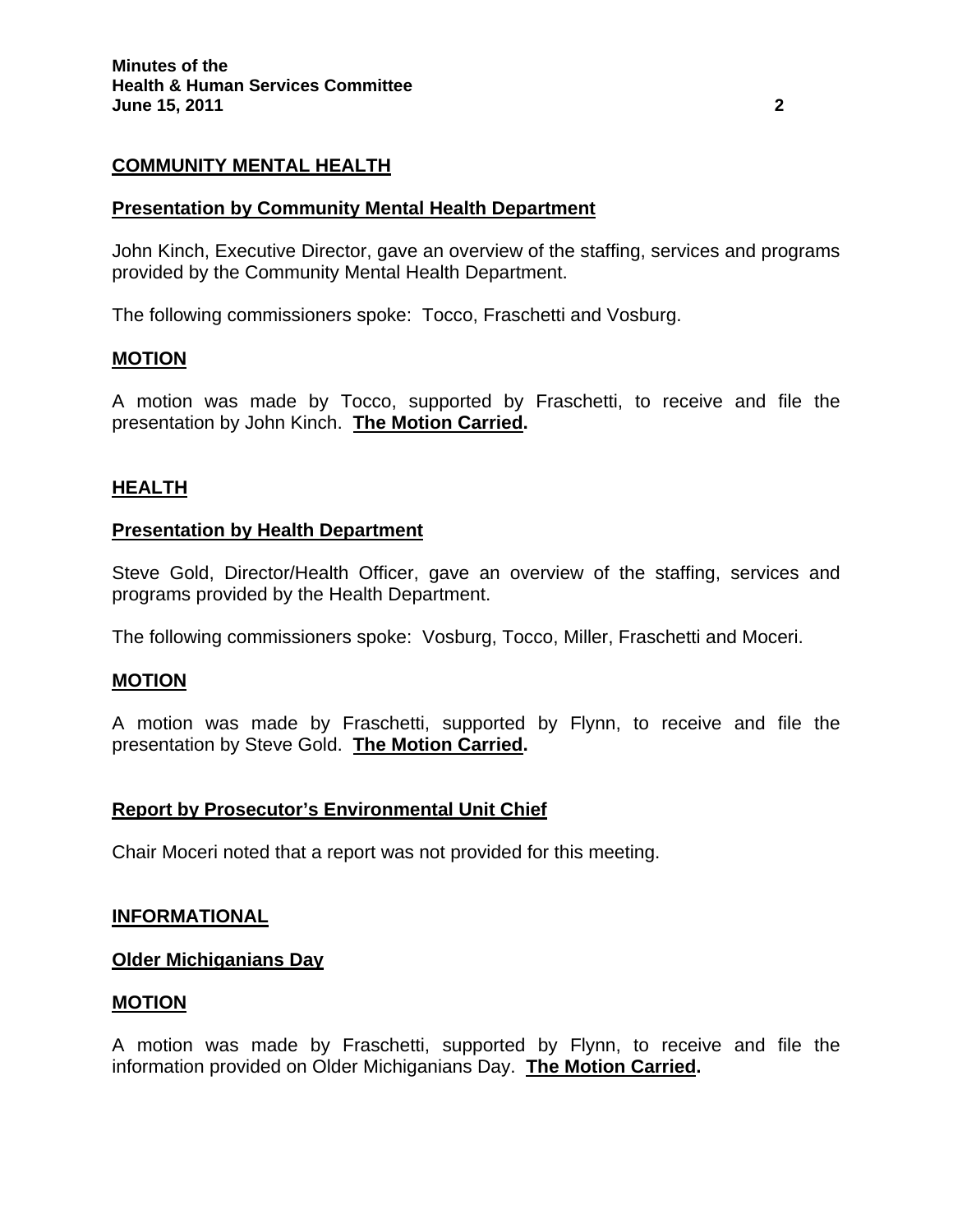## COMMUNITY MENTAL HEALTH

### Presentation by Community Mental Health Department

John Kinch, Executive Director, gave an overview of the staffing, services and programs provided by the Community Mental Health Department.

The following commissioners spoke: Tocco, Fraschetti and Vosburg.

### MOTION

A motion was made by Tocco, supported by Fraschetti, to receive and file the presentation by John Kinch. **The Motion Carried.**

## HEALTH

### Presentation by Health Department

Steve Gold, Director/Health Officer, gave an overview of the staffing, services and programs provided by the Health Department.

The following commissioners spoke: Vosburg, Tocco, Miller, Fraschetti and Moceri.

### MOTION

A motion was made by Fraschetti, supported by Flynn, to receive and file the presentation by Steve Gold. **The Motion Carried.**

### Report by Prosecutor's Environmental Unit Chief

Chair Moceri noted that a report was not provided for this meeting.

## INFORMATIONAL

### Older Michiganians Day

### MOTION

A motion was made by Fraschetti, supported by Flynn, to receive and file the information provided on Older Michiganians Day. **The Motion Carried.**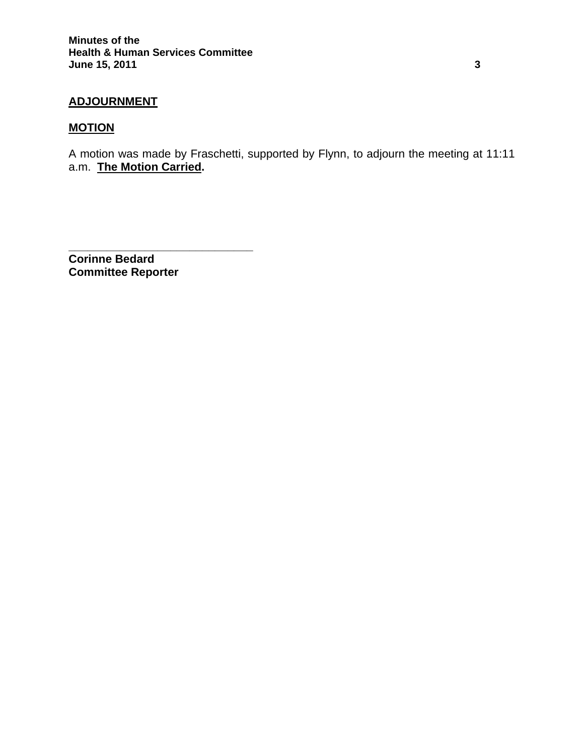**ADJOURNMENT**

**MOTION**

A motion was made by Fraschetti, supported by Flynn, to adjourn the meeting at 11:11 a.m. **The Motion Carried.**

______________________________

**Corinne Bedard**
**Committee Reporter**